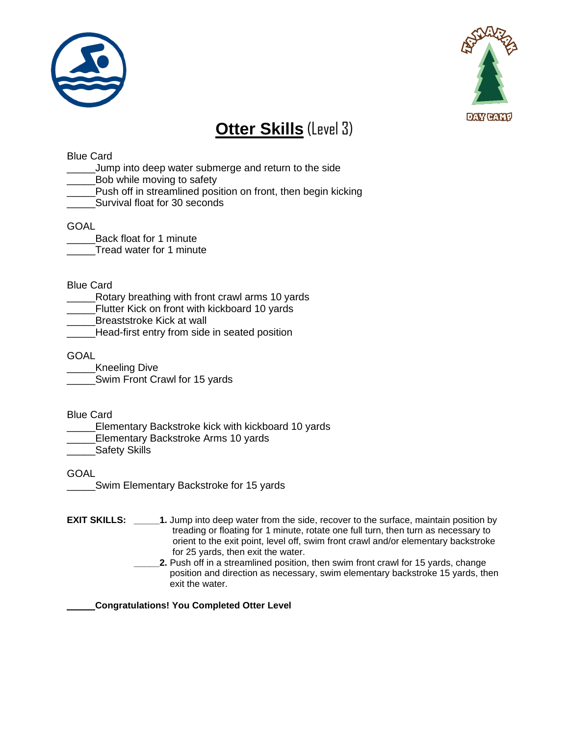# **Otter Skills** (Level 3)

Blue Card

_____Jump into deep water submerge and return to the side
_____Bob while moving to safety
_____Push off in streamlined position on front, then begin kicking
_____Survival float for 30 seconds

GOAL

_____Back float for 1 minute
_____Tread water for 1 minute

Blue Card

_____Rotary breathing with front crawl arms 10 yards
_____Flutter Kick on front with kickboard 10 yards
_____Breaststroke Kick at wall
_____Head-first entry from side in seated position

GOAL

_____Kneeling Dive
_____Swim Front Crawl for 15 yards

Blue Card

_____Elementary Backstroke kick with kickboard 10 yards
_____Elementary Backstroke Arms 10 yards
_____Safety Skills

GOAL

_____Swim Elementary Backstroke for 15 yards

**EXIT SKILLS:** _____**1.** Jump into deep water from the side, recover to the surface, maintain position by treading or floating for 1 minute, rotate one full turn, then turn as necessary to orient to the exit point, level off, swim front crawl and/or elementary backstroke for 25 yards, then exit the water.

_____**2.** Push off in a streamlined position, then swim front crawl for 15 yards, change position and direction as necessary, swim elementary backstroke 15 yards, then exit the water.

_____**Congratulations! You Completed Otter Level**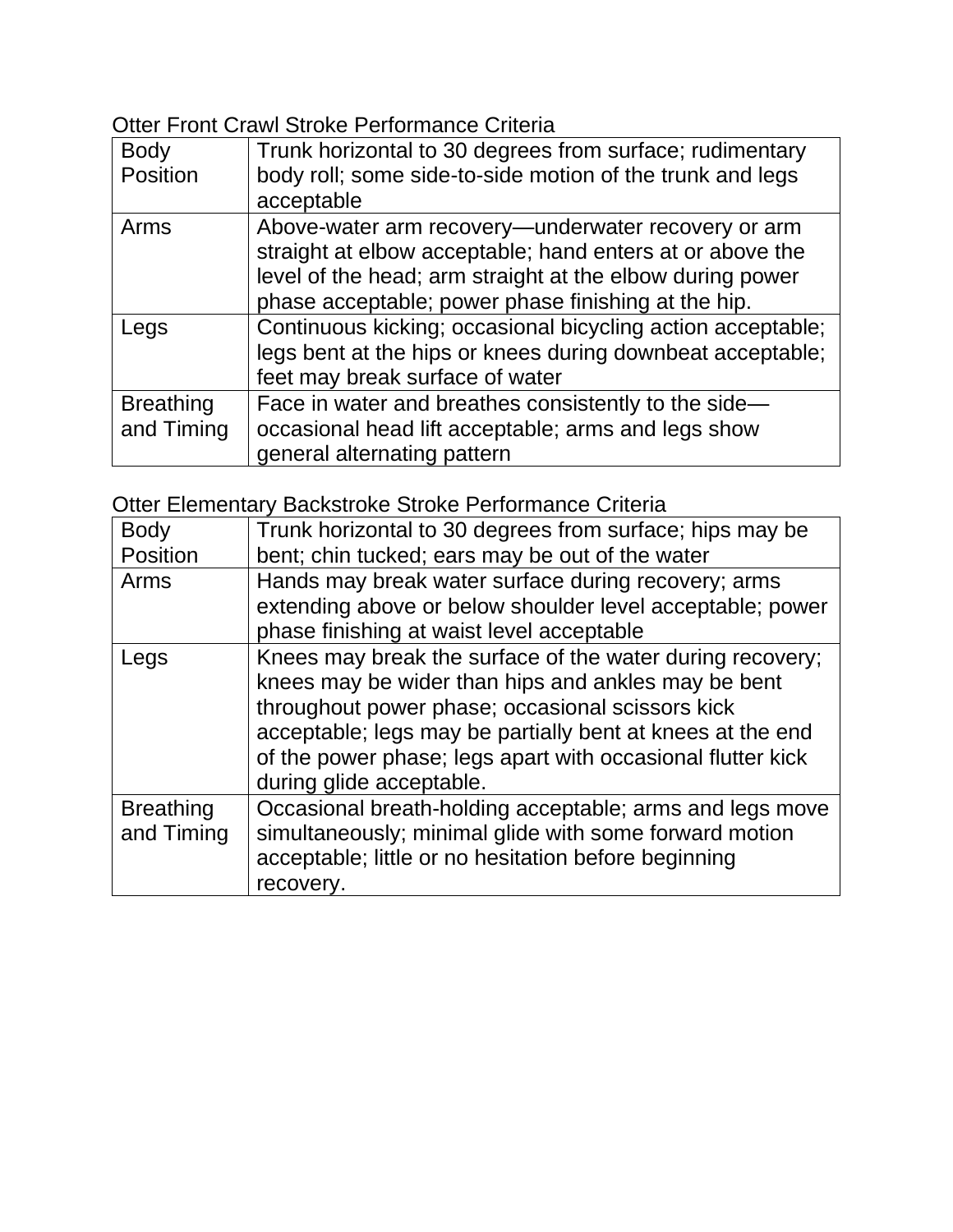Otter Front Crawl Stroke Performance Criteria

| | |
|---|---|
| Body Position | Trunk horizontal to 30 degrees from surface; rudimentary body roll; some side-to-side motion of the trunk and legs acceptable |
| Arms | Above-water arm recovery—underwater recovery or arm straight at elbow acceptable; hand enters at or above the level of the head; arm straight at the elbow during power phase acceptable; power phase finishing at the hip. |
| Legs | Continuous kicking; occasional bicycling action acceptable; legs bent at the hips or knees during downbeat acceptable; feet may break surface of water |
| Breathing and Timing | Face in water and breathes consistently to the side—occasional head lift acceptable; arms and legs show general alternating pattern |

Otter Elementary Backstroke Stroke Performance Criteria

| | |
|---|---|
| Body Position | Trunk horizontal to 30 degrees from surface; hips may be bent; chin tucked; ears may be out of the water |
| Arms | Hands may break water surface during recovery; arms extending above or below shoulder level acceptable; power phase finishing at waist level acceptable |
| Legs | Knees may break the surface of the water during recovery; knees may be wider than hips and ankles may be bent throughout power phase; occasional scissors kick acceptable; legs may be partially bent at knees at the end of the power phase; legs apart with occasional flutter kick during glide acceptable. |
| Breathing and Timing | Occasional breath-holding acceptable; arms and legs move simultaneously; minimal glide with some forward motion acceptable; little or no hesitation before beginning recovery. |